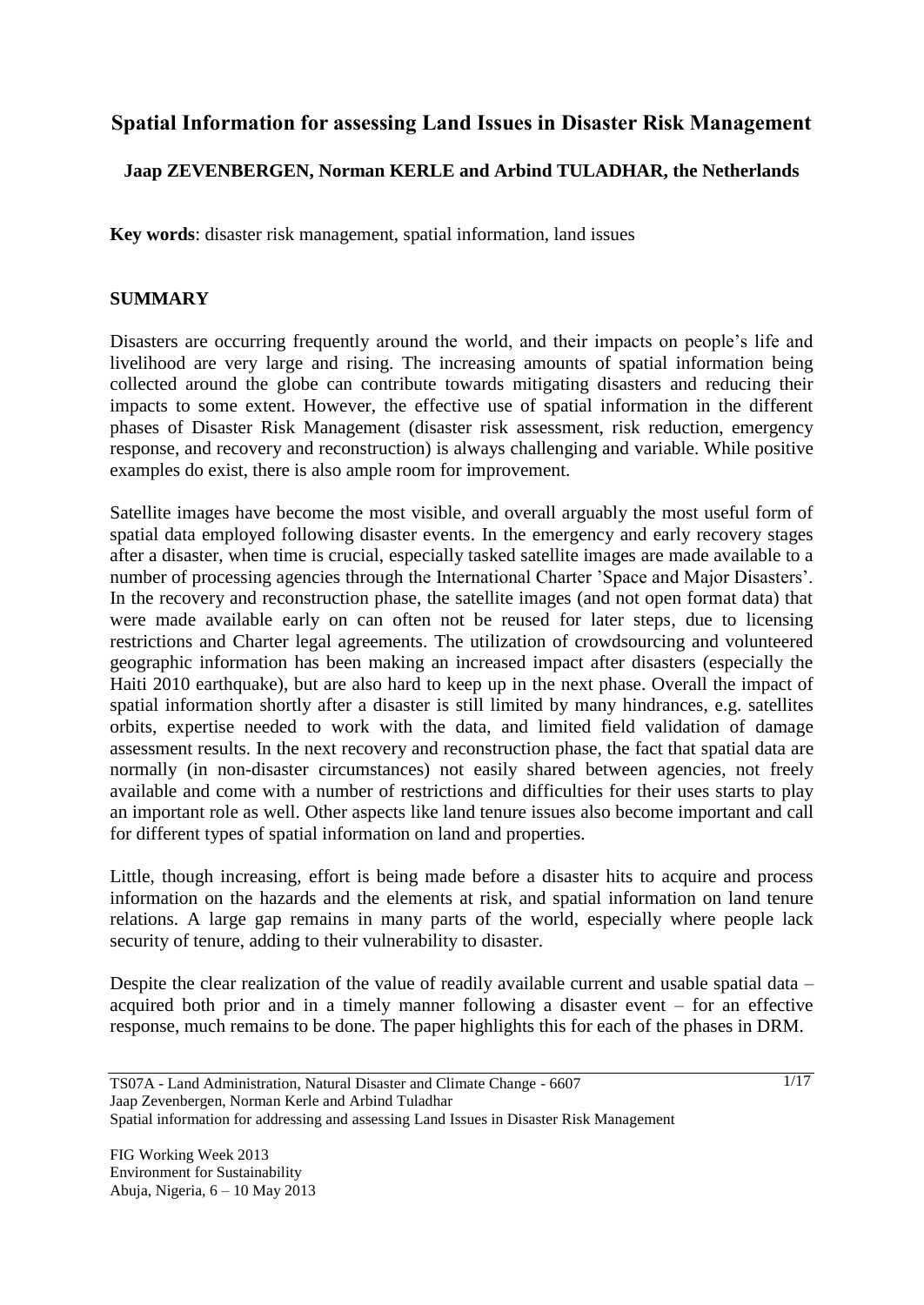# Spatial Information for assessing Land Issues in Disaster Risk Management

**Jaap ZEVENBERGEN, Norman KERLE and Arbind TULADHAR, the Netherlands**

**Key words**: disaster risk management, spatial information, land issues

## SUMMARY

Disasters are occurring frequently around the world, and their impacts on people's life and livelihood are very large and rising. The increasing amounts of spatial information being collected around the globe can contribute towards mitigating disasters and reducing their impacts to some extent. However, the effective use of spatial information in the different phases of Disaster Risk Management (disaster risk assessment, risk reduction, emergency response, and recovery and reconstruction) is always challenging and variable. While positive examples do exist, there is also ample room for improvement.

Satellite images have become the most visible, and overall arguably the most useful form of spatial data employed following disaster events. In the emergency and early recovery stages after a disaster, when time is crucial, especially tasked satellite images are made available to a number of processing agencies through the International Charter 'Space and Major Disasters'. In the recovery and reconstruction phase, the satellite images (and not open format data) that were made available early on can often not be reused for later steps, due to licensing restrictions and Charter legal agreements. The utilization of crowdsourcing and volunteered geographic information has been making an increased impact after disasters (especially the Haiti 2010 earthquake), but are also hard to keep up in the next phase. Overall the impact of spatial information shortly after a disaster is still limited by many hindrances, e.g. satellites orbits, expertise needed to work with the data, and limited field validation of damage assessment results. In the next recovery and reconstruction phase, the fact that spatial data are normally (in non-disaster circumstances) not easily shared between agencies, not freely available and come with a number of restrictions and difficulties for their uses starts to play an important role as well. Other aspects like land tenure issues also become important and call for different types of spatial information on land and properties.

Little, though increasing, effort is being made before a disaster hits to acquire and process information on the hazards and the elements at risk, and spatial information on land tenure relations. A large gap remains in many parts of the world, especially where people lack security of tenure, adding to their vulnerability to disaster.

Despite the clear realization of the value of readily available current and usable spatial data – acquired both prior and in a timely manner following a disaster event – for an effective response, much remains to be done. The paper highlights this for each of the phases in DRM.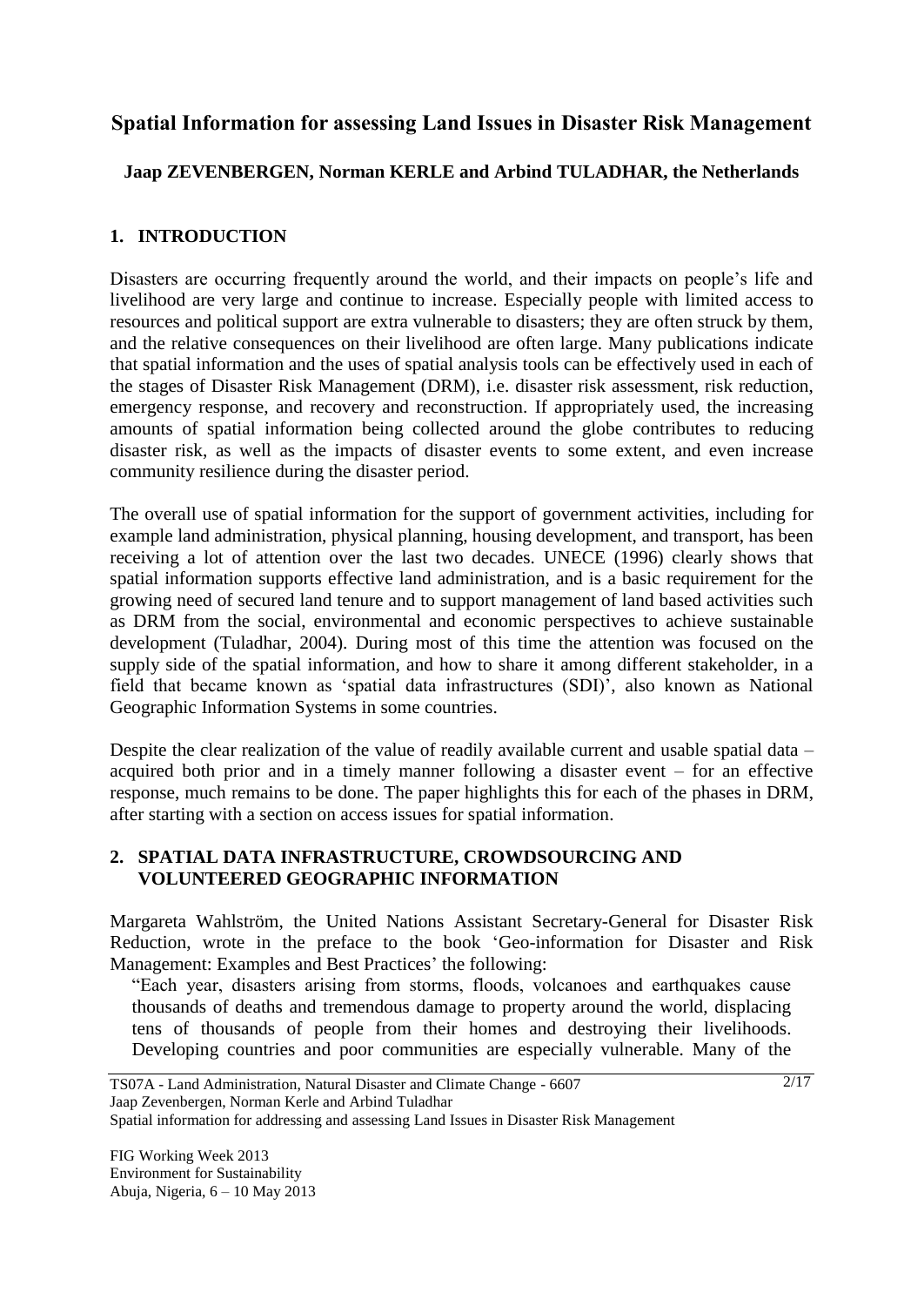# Spatial Information for assessing Land Issues in Disaster Risk Management

**Jaap ZEVENBERGEN, Norman KERLE and Arbind TULADHAR, the Netherlands**

## 1. INTRODUCTION

Disasters are occurring frequently around the world, and their impacts on people's life and livelihood are very large and continue to increase. Especially people with limited access to resources and political support are extra vulnerable to disasters; they are often struck by them, and the relative consequences on their livelihood are often large. Many publications indicate that spatial information and the uses of spatial analysis tools can be effectively used in each of the stages of Disaster Risk Management (DRM), i.e. disaster risk assessment, risk reduction, emergency response, and recovery and reconstruction. If appropriately used, the increasing amounts of spatial information being collected around the globe contributes to reducing disaster risk, as well as the impacts of disaster events to some extent, and even increase community resilience during the disaster period.

The overall use of spatial information for the support of government activities, including for example land administration, physical planning, housing development, and transport, has been receiving a lot of attention over the last two decades. UNECE (1996) clearly shows that spatial information supports effective land administration, and is a basic requirement for the growing need of secured land tenure and to support management of land based activities such as DRM from the social, environmental and economic perspectives to achieve sustainable development (Tuladhar, 2004). During most of this time the attention was focused on the supply side of the spatial information, and how to share it among different stakeholder, in a field that became known as 'spatial data infrastructures (SDI)', also known as National Geographic Information Systems in some countries.

Despite the clear realization of the value of readily available current and usable spatial data – acquired both prior and in a timely manner following a disaster event – for an effective response, much remains to be done. The paper highlights this for each of the phases in DRM, after starting with a section on access issues for spatial information.

## 2. SPATIAL DATA INFRASTRUCTURE, CROWDSOURCING AND VOLUNTEERED GEOGRAPHIC INFORMATION

Margareta Wahlström, the United Nations Assistant Secretary-General for Disaster Risk Reduction, wrote in the preface to the book 'Geo-information for Disaster and Risk Management: Examples and Best Practices' the following:

> "Each year, disasters arising from storms, floods, volcanoes and earthquakes cause thousands of deaths and tremendous damage to property around the world, displacing tens of thousands of people from their homes and destroying their livelihoods. Developing countries and poor communities are especially vulnerable. Many of the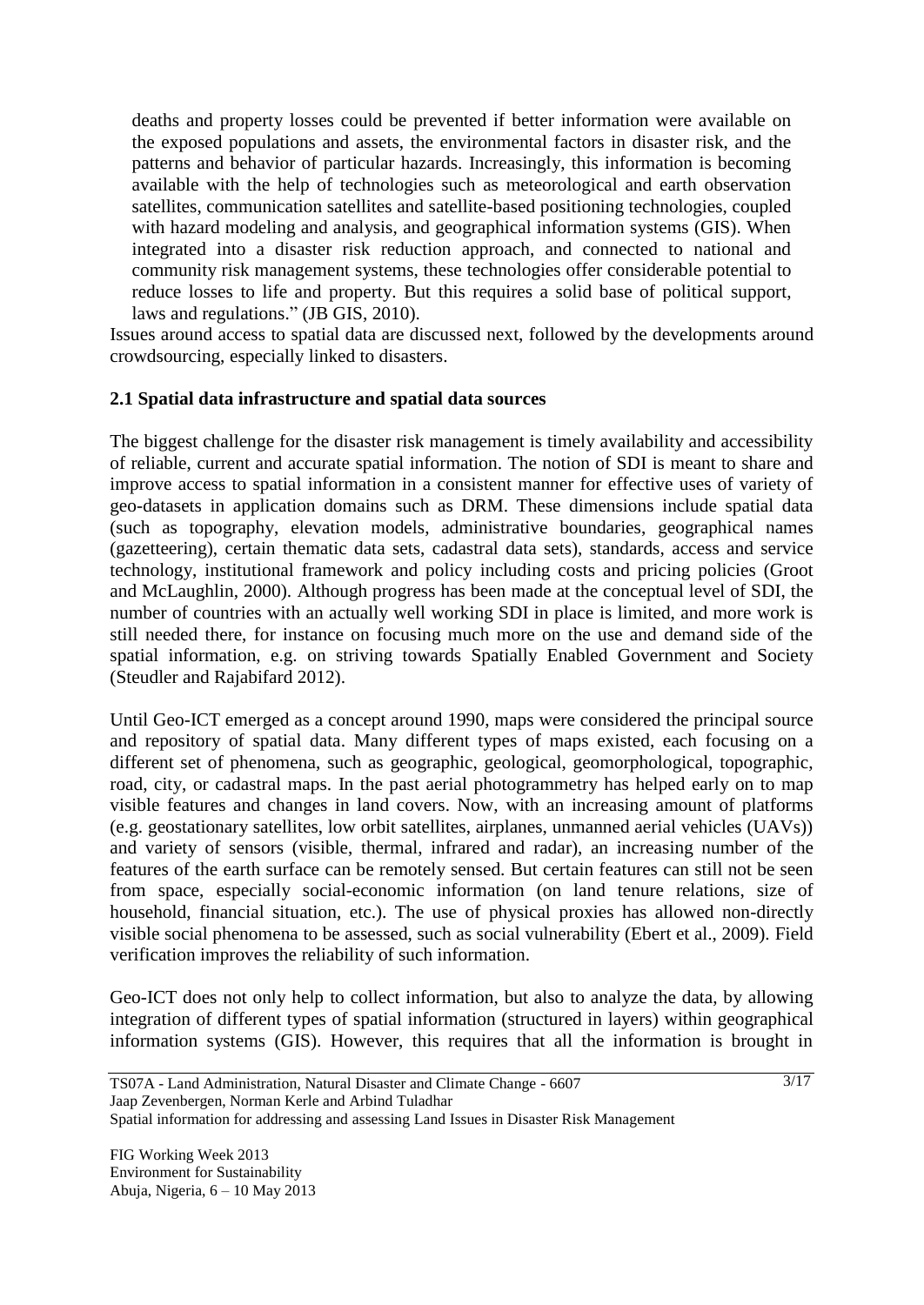deaths and property losses could be prevented if better information were available on the exposed populations and assets, the environmental factors in disaster risk, and the patterns and behavior of particular hazards. Increasingly, this information is becoming available with the help of technologies such as meteorological and earth observation satellites, communication satellites and satellite-based positioning technologies, coupled with hazard modeling and analysis, and geographical information systems (GIS). When integrated into a disaster risk reduction approach, and connected to national and community risk management systems, these technologies offer considerable potential to reduce losses to life and property. But this requires a solid base of political support, laws and regulations." (JB GIS, 2010).

Issues around access to spatial data are discussed next, followed by the developments around crowdsourcing, especially linked to disasters.

### 2.1 Spatial data infrastructure and spatial data sources

The biggest challenge for the disaster risk management is timely availability and accessibility of reliable, current and accurate spatial information. The notion of SDI is meant to share and improve access to spatial information in a consistent manner for effective uses of variety of geo-datasets in application domains such as DRM. These dimensions include spatial data (such as topography, elevation models, administrative boundaries, geographical names (gazetteering), certain thematic data sets, cadastral data sets), standards, access and service technology, institutional framework and policy including costs and pricing policies (Groot and McLaughlin, 2000). Although progress has been made at the conceptual level of SDI, the number of countries with an actually well working SDI in place is limited, and more work is still needed there, for instance on focusing much more on the use and demand side of the spatial information, e.g. on striving towards Spatially Enabled Government and Society (Steudler and Rajabifard 2012).

Until Geo-ICT emerged as a concept around 1990, maps were considered the principal source and repository of spatial data. Many different types of maps existed, each focusing on a different set of phenomena, such as geographic, geological, geomorphological, topographic, road, city, or cadastral maps. In the past aerial photogrammetry has helped early on to map visible features and changes in land covers. Now, with an increasing amount of platforms (e.g. geostationary satellites, low orbit satellites, airplanes, unmanned aerial vehicles (UAVs)) and variety of sensors (visible, thermal, infrared and radar), an increasing number of the features of the earth surface can be remotely sensed. But certain features can still not be seen from space, especially social-economic information (on land tenure relations, size of household, financial situation, etc.). The use of physical proxies has allowed non-directly visible social phenomena to be assessed, such as social vulnerability (Ebert et al., 2009). Field verification improves the reliability of such information.

Geo-ICT does not only help to collect information, but also to analyze the data, by allowing integration of different types of spatial information (structured in layers) within geographical information systems (GIS). However, this requires that all the information is brought in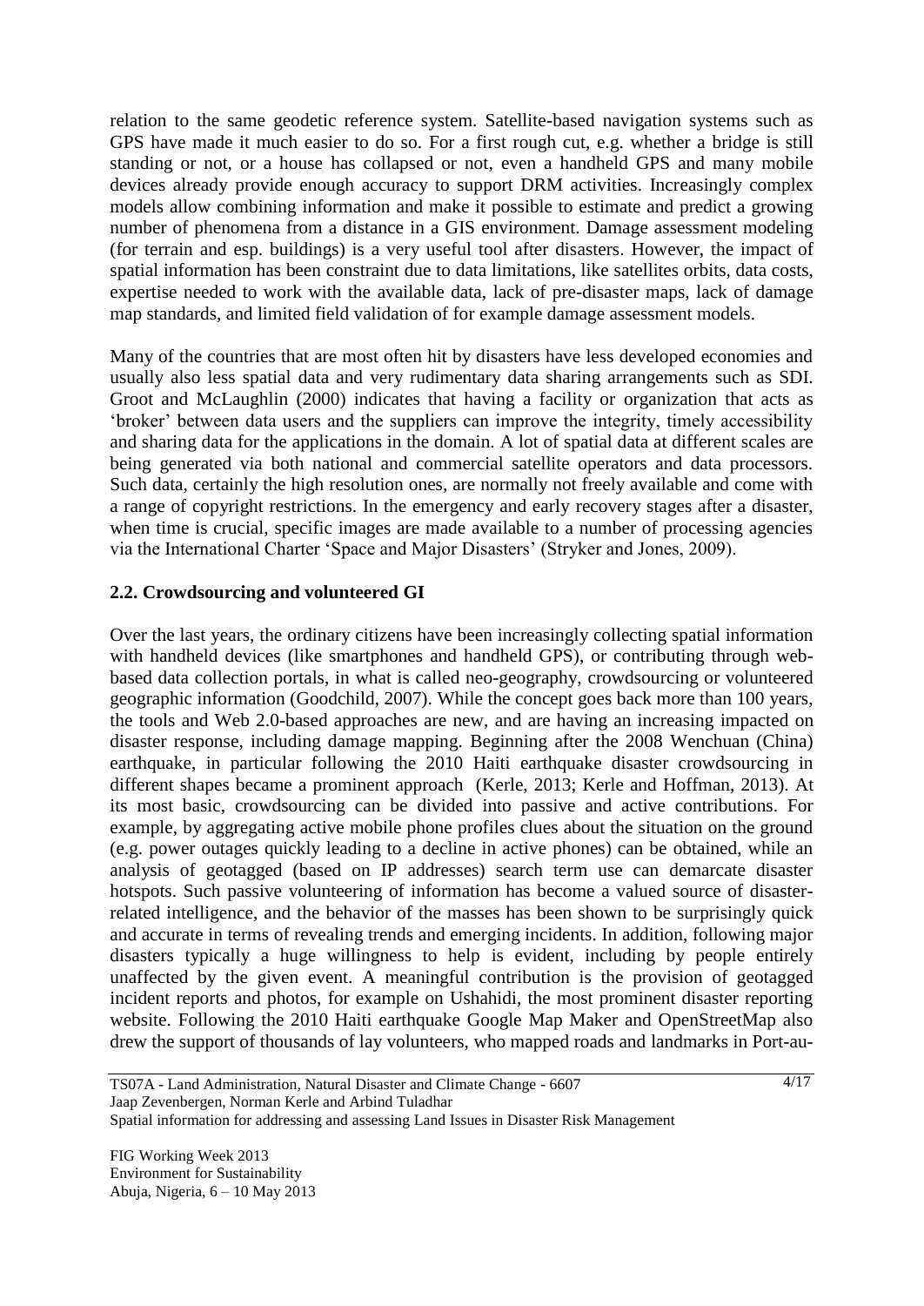relation to the same geodetic reference system. Satellite-based navigation systems such as GPS have made it much easier to do so. For a first rough cut, e.g. whether a bridge is still standing or not, or a house has collapsed or not, even a handheld GPS and many mobile devices already provide enough accuracy to support DRM activities. Increasingly complex models allow combining information and make it possible to estimate and predict a growing number of phenomena from a distance in a GIS environment. Damage assessment modeling (for terrain and esp. buildings) is a very useful tool after disasters. However, the impact of spatial information has been constraint due to data limitations, like satellites orbits, data costs, expertise needed to work with the available data, lack of pre-disaster maps, lack of damage map standards, and limited field validation of for example damage assessment models.

Many of the countries that are most often hit by disasters have less developed economies and usually also less spatial data and very rudimentary data sharing arrangements such as SDI. Groot and McLaughlin (2000) indicates that having a facility or organization that acts as 'broker' between data users and the suppliers can improve the integrity, timely accessibility and sharing data for the applications in the domain. A lot of spatial data at different scales are being generated via both national and commercial satellite operators and data processors. Such data, certainly the high resolution ones, are normally not freely available and come with a range of copyright restrictions. In the emergency and early recovery stages after a disaster, when time is crucial, specific images are made available to a number of processing agencies via the International Charter 'Space and Major Disasters' (Stryker and Jones, 2009).

## 2.2. Crowdsourcing and volunteered GI

Over the last years, the ordinary citizens have been increasingly collecting spatial information with handheld devices (like smartphones and handheld GPS), or contributing through web-based data collection portals, in what is called neo-geography, crowdsourcing or volunteered geographic information (Goodchild, 2007). While the concept goes back more than 100 years, the tools and Web 2.0-based approaches are new, and are having an increasing impacted on disaster response, including damage mapping. Beginning after the 2008 Wenchuan (China) earthquake, in particular following the 2010 Haiti earthquake disaster crowdsourcing in different shapes became a prominent approach (Kerle, 2013; Kerle and Hoffman, 2013). At its most basic, crowdsourcing can be divided into passive and active contributions. For example, by aggregating active mobile phone profiles clues about the situation on the ground (e.g. power outages quickly leading to a decline in active phones) can be obtained, while an analysis of geotagged (based on IP addresses) search term use can demarcate disaster hotspots. Such passive volunteering of information has become a valued source of disaster-related intelligence, and the behavior of the masses has been shown to be surprisingly quick and accurate in terms of revealing trends and emerging incidents. In addition, following major disasters typically a huge willingness to help is evident, including by people entirely unaffected by the given event. A meaningful contribution is the provision of geotagged incident reports and photos, for example on Ushahidi, the most prominent disaster reporting website. Following the 2010 Haiti earthquake Google Map Maker and OpenStreetMap also drew the support of thousands of lay volunteers, who mapped roads and landmarks in Port-au-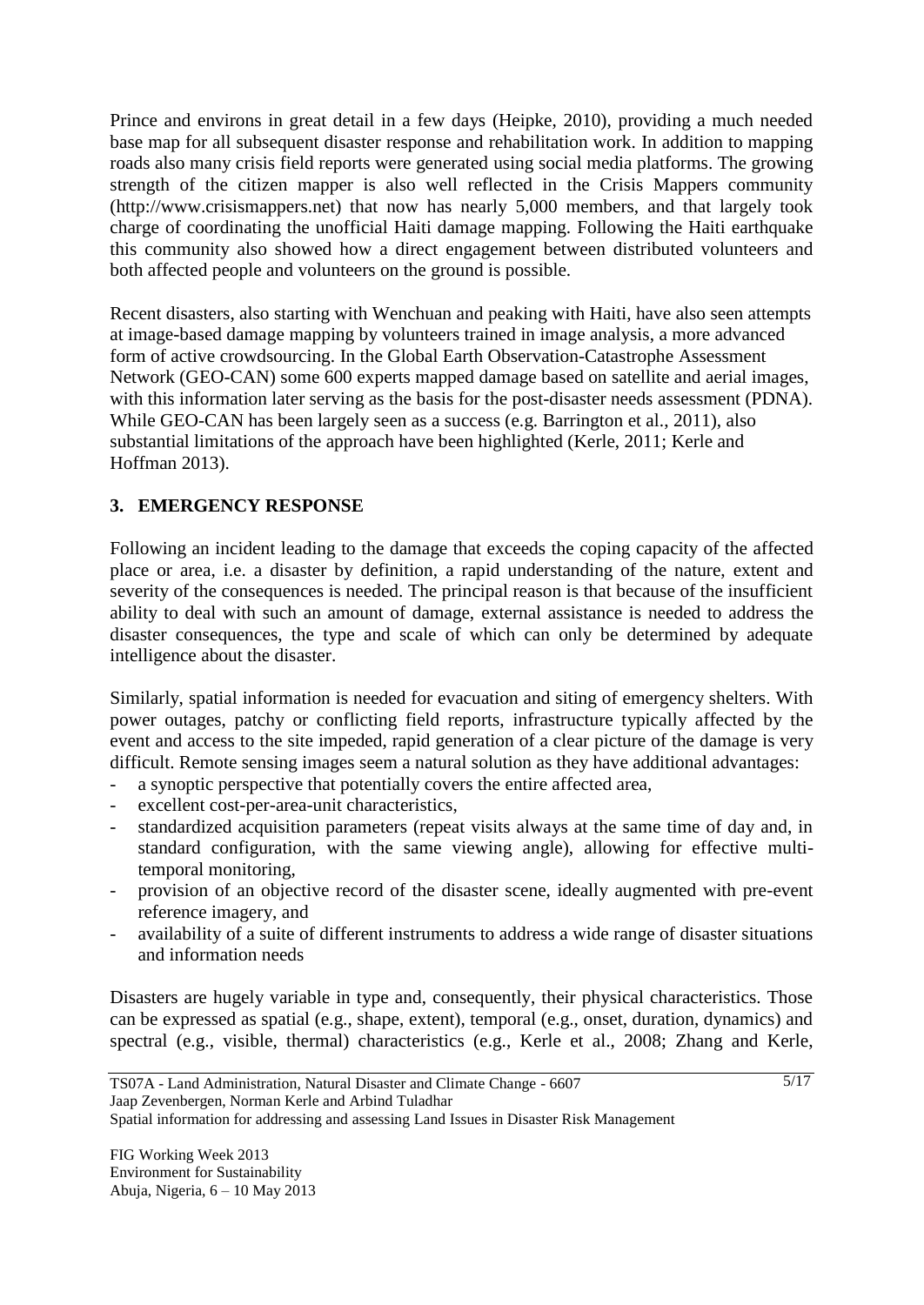Prince and environs in great detail in a few days (Heipke, 2010), providing a much needed base map for all subsequent disaster response and rehabilitation work. In addition to mapping roads also many crisis field reports were generated using social media platforms. The growing strength of the citizen mapper is also well reflected in the Crisis Mappers community (http://www.crisismappers.net) that now has nearly 5,000 members, and that largely took charge of coordinating the unofficial Haiti damage mapping. Following the Haiti earthquake this community also showed how a direct engagement between distributed volunteers and both affected people and volunteers on the ground is possible.

Recent disasters, also starting with Wenchuan and peaking with Haiti, have also seen attempts at image-based damage mapping by volunteers trained in image analysis, a more advanced form of active crowdsourcing. In the Global Earth Observation-Catastrophe Assessment Network (GEO-CAN) some 600 experts mapped damage based on satellite and aerial images, with this information later serving as the basis for the post-disaster needs assessment (PDNA). While GEO-CAN has been largely seen as a success (e.g. Barrington et al., 2011), also substantial limitations of the approach have been highlighted (Kerle, 2011; Kerle and Hoffman 2013).

## 3. EMERGENCY RESPONSE

Following an incident leading to the damage that exceeds the coping capacity of the affected place or area, i.e. a disaster by definition, a rapid understanding of the nature, extent and severity of the consequences is needed. The principal reason is that because of the insufficient ability to deal with such an amount of damage, external assistance is needed to address the disaster consequences, the type and scale of which can only be determined by adequate intelligence about the disaster.

Similarly, spatial information is needed for evacuation and siting of emergency shelters. With power outages, patchy or conflicting field reports, infrastructure typically affected by the event and access to the site impeded, rapid generation of a clear picture of the damage is very difficult. Remote sensing images seem a natural solution as they have additional advantages:

- a synoptic perspective that potentially covers the entire affected area,
- excellent cost-per-area-unit characteristics,
- standardized acquisition parameters (repeat visits always at the same time of day and, in standard configuration, with the same viewing angle), allowing for effective multi-temporal monitoring,
- provision of an objective record of the disaster scene, ideally augmented with pre-event reference imagery, and
- availability of a suite of different instruments to address a wide range of disaster situations and information needs

Disasters are hugely variable in type and, consequently, their physical characteristics. Those can be expressed as spatial (e.g., shape, extent), temporal (e.g., onset, duration, dynamics) and spectral (e.g., visible, thermal) characteristics (e.g., Kerle et al., 2008; Zhang and Kerle,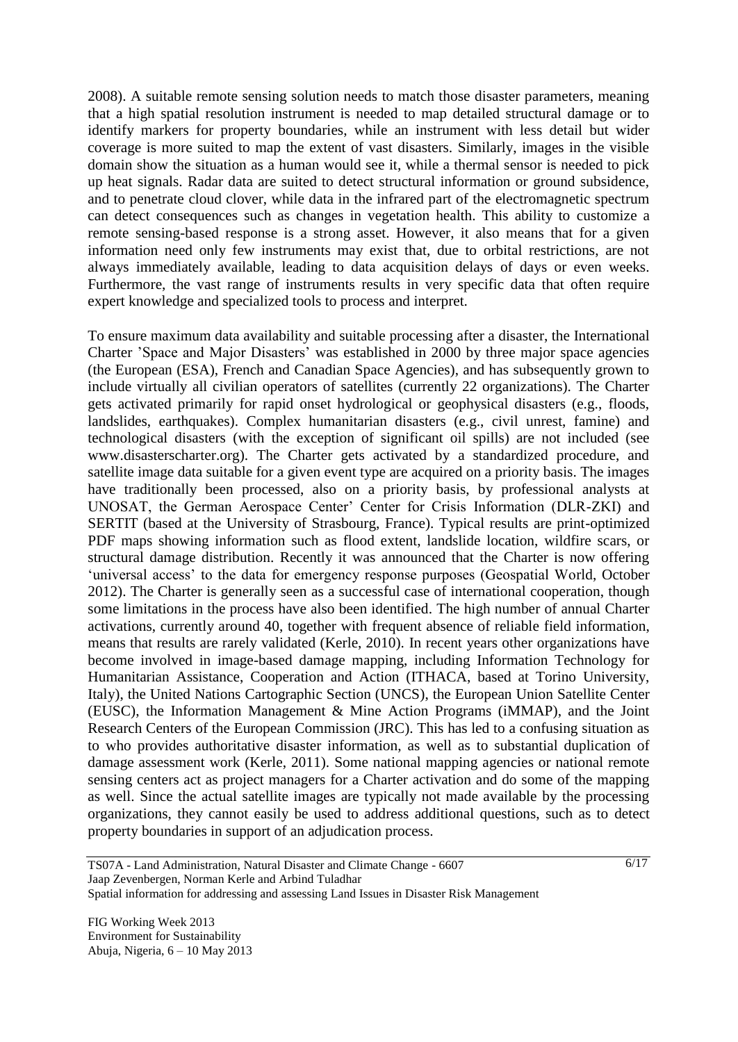2008). A suitable remote sensing solution needs to match those disaster parameters, meaning that a high spatial resolution instrument is needed to map detailed structural damage or to identify markers for property boundaries, while an instrument with less detail but wider coverage is more suited to map the extent of vast disasters. Similarly, images in the visible domain show the situation as a human would see it, while a thermal sensor is needed to pick up heat signals. Radar data are suited to detect structural information or ground subsidence, and to penetrate cloud clover, while data in the infrared part of the electromagnetic spectrum can detect consequences such as changes in vegetation health. This ability to customize a remote sensing-based response is a strong asset. However, it also means that for a given information need only few instruments may exist that, due to orbital restrictions, are not always immediately available, leading to data acquisition delays of days or even weeks. Furthermore, the vast range of instruments results in very specific data that often require expert knowledge and specialized tools to process and interpret.

To ensure maximum data availability and suitable processing after a disaster, the International Charter 'Space and Major Disasters' was established in 2000 by three major space agencies (the European (ESA), French and Canadian Space Agencies), and has subsequently grown to include virtually all civilian operators of satellites (currently 22 organizations). The Charter gets activated primarily for rapid onset hydrological or geophysical disasters (e.g., floods, landslides, earthquakes). Complex humanitarian disasters (e.g., civil unrest, famine) and technological disasters (with the exception of significant oil spills) are not included (see www.disasterscharter.org). The Charter gets activated by a standardized procedure, and satellite image data suitable for a given event type are acquired on a priority basis. The images have traditionally been processed, also on a priority basis, by professional analysts at UNOSAT, the German Aerospace Center' Center for Crisis Information (DLR-ZKI) and SERTIT (based at the University of Strasbourg, France). Typical results are print-optimized PDF maps showing information such as flood extent, landslide location, wildfire scars, or structural damage distribution. Recently it was announced that the Charter is now offering 'universal access' to the data for emergency response purposes (Geospatial World, October 2012). The Charter is generally seen as a successful case of international cooperation, though some limitations in the process have also been identified. The high number of annual Charter activations, currently around 40, together with frequent absence of reliable field information, means that results are rarely validated (Kerle, 2010). In recent years other organizations have become involved in image-based damage mapping, including Information Technology for Humanitarian Assistance, Cooperation and Action (ITHACA, based at Torino University, Italy), the United Nations Cartographic Section (UNCS), the European Union Satellite Center (EUSC), the Information Management & Mine Action Programs (iMMAP), and the Joint Research Centers of the European Commission (JRC). This has led to a confusing situation as to who provides authoritative disaster information, as well as to substantial duplication of damage assessment work (Kerle, 2011). Some national mapping agencies or national remote sensing centers act as project managers for a Charter activation and do some of the mapping as well. Since the actual satellite images are typically not made available by the processing organizations, they cannot easily be used to address additional questions, such as to detect property boundaries in support of an adjudication process.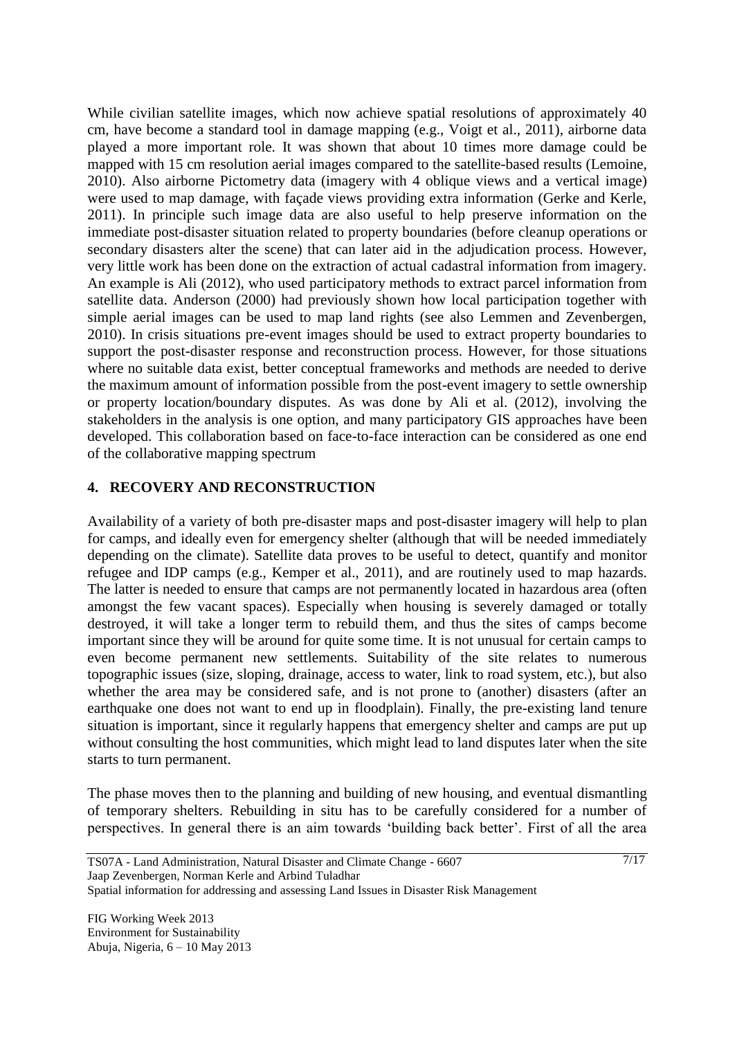While civilian satellite images, which now achieve spatial resolutions of approximately 40 cm, have become a standard tool in damage mapping (e.g., Voigt et al., 2011), airborne data played a more important role. It was shown that about 10 times more damage could be mapped with 15 cm resolution aerial images compared to the satellite-based results (Lemoine, 2010). Also airborne Pictometry data (imagery with 4 oblique views and a vertical image) were used to map damage, with façade views providing extra information (Gerke and Kerle, 2011). In principle such image data are also useful to help preserve information on the immediate post-disaster situation related to property boundaries (before cleanup operations or secondary disasters alter the scene) that can later aid in the adjudication process. However, very little work has been done on the extraction of actual cadastral information from imagery. An example is Ali (2012), who used participatory methods to extract parcel information from satellite data. Anderson (2000) had previously shown how local participation together with simple aerial images can be used to map land rights (see also Lemmen and Zevenbergen, 2010). In crisis situations pre-event images should be used to extract property boundaries to support the post-disaster response and reconstruction process. However, for those situations where no suitable data exist, better conceptual frameworks and methods are needed to derive the maximum amount of information possible from the post-event imagery to settle ownership or property location/boundary disputes. As was done by Ali et al. (2012), involving the stakeholders in the analysis is one option, and many participatory GIS approaches have been developed. This collaboration based on face-to-face interaction can be considered as one end of the collaborative mapping spectrum

## 4. RECOVERY AND RECONSTRUCTION

Availability of a variety of both pre-disaster maps and post-disaster imagery will help to plan for camps, and ideally even for emergency shelter (although that will be needed immediately depending on the climate). Satellite data proves to be useful to detect, quantify and monitor refugee and IDP camps (e.g., Kemper et al., 2011), and are routinely used to map hazards. The latter is needed to ensure that camps are not permanently located in hazardous area (often amongst the few vacant spaces). Especially when housing is severely damaged or totally destroyed, it will take a longer term to rebuild them, and thus the sites of camps become important since they will be around for quite some time. It is not unusual for certain camps to even become permanent new settlements. Suitability of the site relates to numerous topographic issues (size, sloping, drainage, access to water, link to road system, etc.), but also whether the area may be considered safe, and is not prone to (another) disasters (after an earthquake one does not want to end up in floodplain). Finally, the pre-existing land tenure situation is important, since it regularly happens that emergency shelter and camps are put up without consulting the host communities, which might lead to land disputes later when the site starts to turn permanent.

The phase moves then to the planning and building of new housing, and eventual dismantling of temporary shelters. Rebuilding in situ has to be carefully considered for a number of perspectives. In general there is an aim towards 'building back better'. First of all the area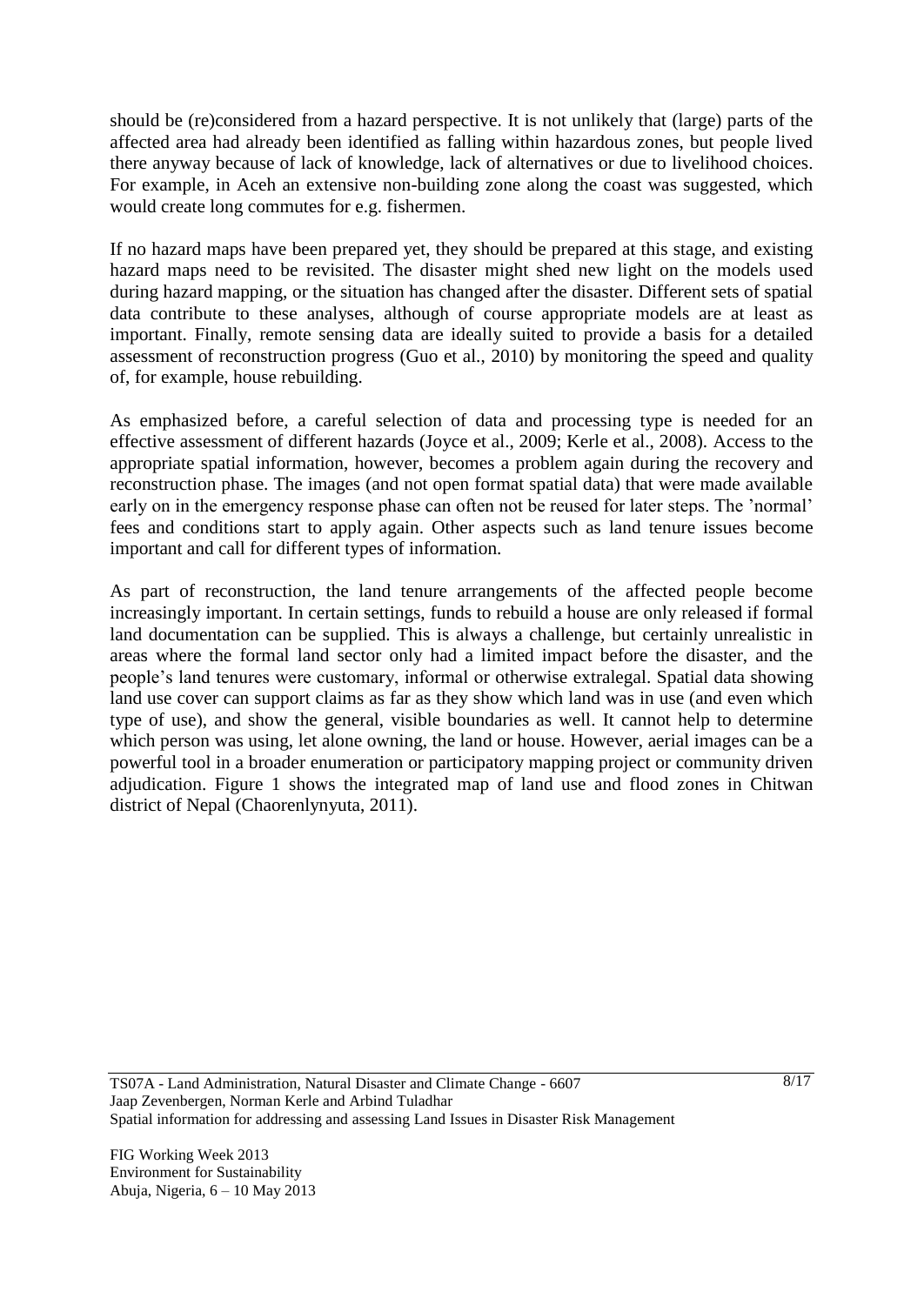should be (re)considered from a hazard perspective. It is not unlikely that (large) parts of the affected area had already been identified as falling within hazardous zones, but people lived there anyway because of lack of knowledge, lack of alternatives or due to livelihood choices. For example, in Aceh an extensive non-building zone along the coast was suggested, which would create long commutes for e.g. fishermen.

If no hazard maps have been prepared yet, they should be prepared at this stage, and existing hazard maps need to be revisited. The disaster might shed new light on the models used during hazard mapping, or the situation has changed after the disaster. Different sets of spatial data contribute to these analyses, although of course appropriate models are at least as important. Finally, remote sensing data are ideally suited to provide a basis for a detailed assessment of reconstruction progress (Guo et al., 2010) by monitoring the speed and quality of, for example, house rebuilding.

As emphasized before, a careful selection of data and processing type is needed for an effective assessment of different hazards (Joyce et al., 2009; Kerle et al., 2008). Access to the appropriate spatial information, however, becomes a problem again during the recovery and reconstruction phase. The images (and not open format spatial data) that were made available early on in the emergency response phase can often not be reused for later steps. The 'normal' fees and conditions start to apply again. Other aspects such as land tenure issues become important and call for different types of information.

As part of reconstruction, the land tenure arrangements of the affected people become increasingly important. In certain settings, funds to rebuild a house are only released if formal land documentation can be supplied. This is always a challenge, but certainly unrealistic in areas where the formal land sector only had a limited impact before the disaster, and the people's land tenures were customary, informal or otherwise extralegal. Spatial data showing land use cover can support claims as far as they show which land was in use (and even which type of use), and show the general, visible boundaries as well. It cannot help to determine which person was using, let alone owning, the land or house. However, aerial images can be a powerful tool in a broader enumeration or participatory mapping project or community driven adjudication. Figure 1 shows the integrated map of land use and flood zones in Chitwan district of Nepal (Chaorenlynyuta, 2011).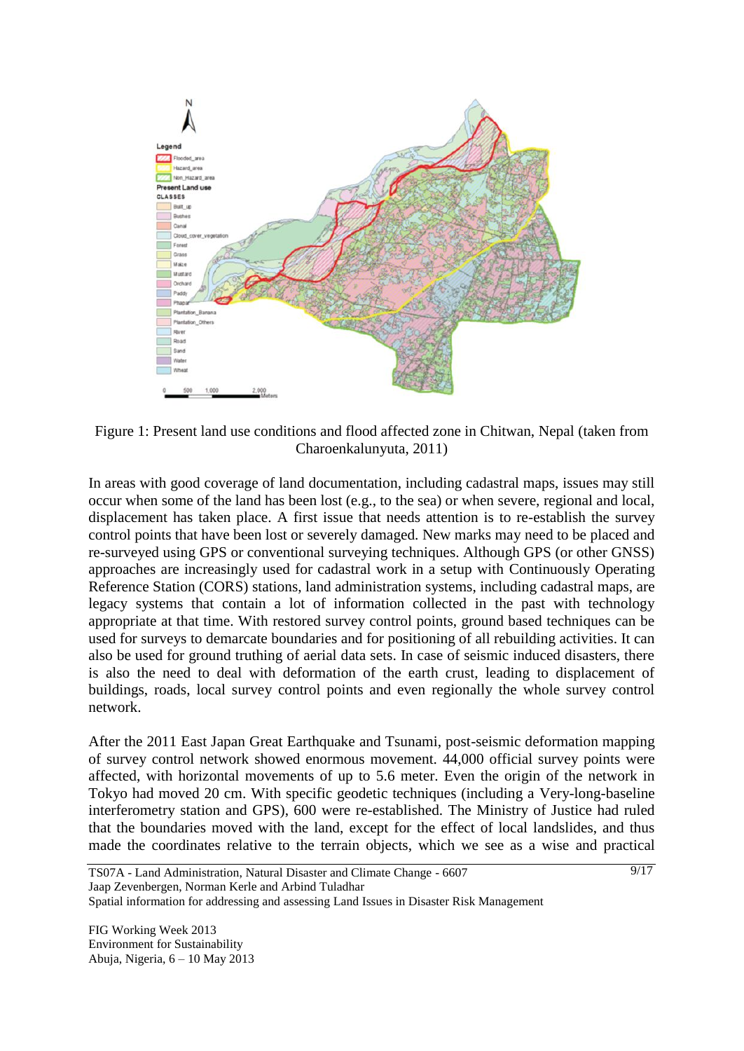Figure 1: Present land use conditions and flood affected zone in Chitwan, Nepal (taken from Charoenkalunyuta, 2011)

In areas with good coverage of land documentation, including cadastral maps, issues may still occur when some of the land has been lost (e.g., to the sea) or when severe, regional and local, displacement has taken place. A first issue that needs attention is to re-establish the survey control points that have been lost or severely damaged. New marks may need to be placed and re-surveyed using GPS or conventional surveying techniques. Although GPS (or other GNSS) approaches are increasingly used for cadastral work in a setup with Continuously Operating Reference Station (CORS) stations, land administration systems, including cadastral maps, are legacy systems that contain a lot of information collected in the past with technology appropriate at that time. With restored survey control points, ground based techniques can be used for surveys to demarcate boundaries and for positioning of all rebuilding activities. It can also be used for ground truthing of aerial data sets. In case of seismic induced disasters, there is also the need to deal with deformation of the earth crust, leading to displacement of buildings, roads, local survey control points and even regionally the whole survey control network.

After the 2011 East Japan Great Earthquake and Tsunami, post-seismic deformation mapping of survey control network showed enormous movement. 44,000 official survey points were affected, with horizontal movements of up to 5.6 meter. Even the origin of the network in Tokyo had moved 20 cm. With specific geodetic techniques (including a Very-long-baseline interferometry station and GPS), 600 were re-established. The Ministry of Justice had ruled that the boundaries moved with the land, except for the effect of local landslides, and thus made the coordinates relative to the terrain objects, which we see as a wise and practical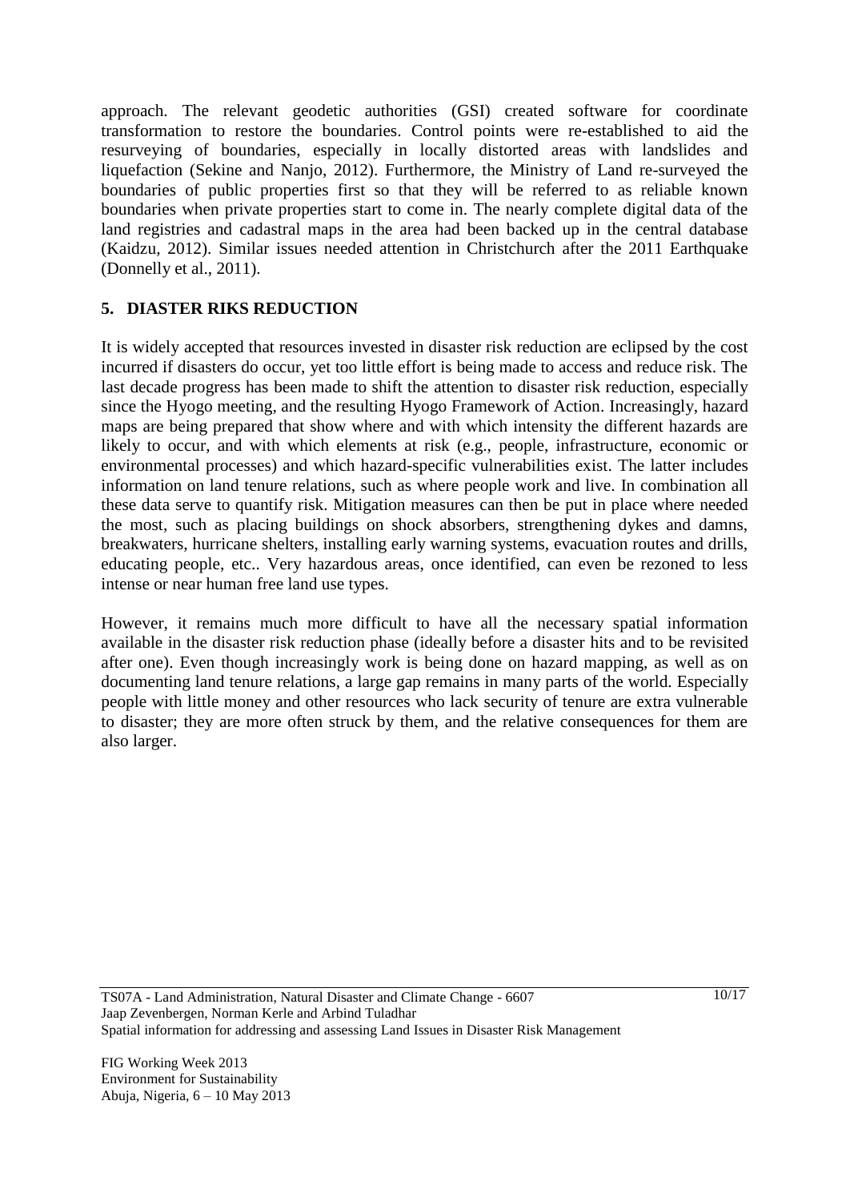approach. The relevant geodetic authorities (GSI) created software for coordinate transformation to restore the boundaries. Control points were re-established to aid the resurveying of boundaries, especially in locally distorted areas with landslides and liquefaction (Sekine and Nanjo, 2012). Furthermore, the Ministry of Land re-surveyed the boundaries of public properties first so that they will be referred to as reliable known boundaries when private properties start to come in. The nearly complete digital data of the land registries and cadastral maps in the area had been backed up in the central database (Kaidzu, 2012). Similar issues needed attention in Christchurch after the 2011 Earthquake (Donnelly et al., 2011).

## 5. DIASTER RIKS REDUCTION

It is widely accepted that resources invested in disaster risk reduction are eclipsed by the cost incurred if disasters do occur, yet too little effort is being made to access and reduce risk. The last decade progress has been made to shift the attention to disaster risk reduction, especially since the Hyogo meeting, and the resulting Hyogo Framework of Action. Increasingly, hazard maps are being prepared that show where and with which intensity the different hazards are likely to occur, and with which elements at risk (e.g., people, infrastructure, economic or environmental processes) and which hazard-specific vulnerabilities exist. The latter includes information on land tenure relations, such as where people work and live. In combination all these data serve to quantify risk. Mitigation measures can then be put in place where needed the most, such as placing buildings on shock absorbers, strengthening dykes and damns, breakwaters, hurricane shelters, installing early warning systems, evacuation routes and drills, educating people, etc.. Very hazardous areas, once identified, can even be rezoned to less intense or near human free land use types.

However, it remains much more difficult to have all the necessary spatial information available in the disaster risk reduction phase (ideally before a disaster hits and to be revisited after one). Even though increasingly work is being done on hazard mapping, as well as on documenting land tenure relations, a large gap remains in many parts of the world. Especially people with little money and other resources who lack security of tenure are extra vulnerable to disaster; they are more often struck by them, and the relative consequences for them are also larger.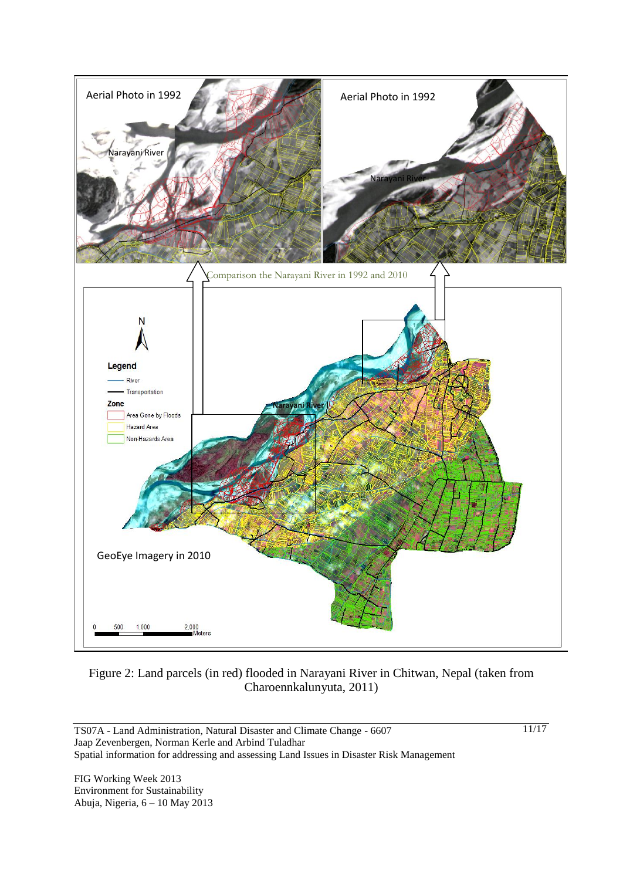Figure 2: Land parcels (in red) flooded in Narayani River in Chitwan, Nepal (taken from Charoennkalunyuta, 2011)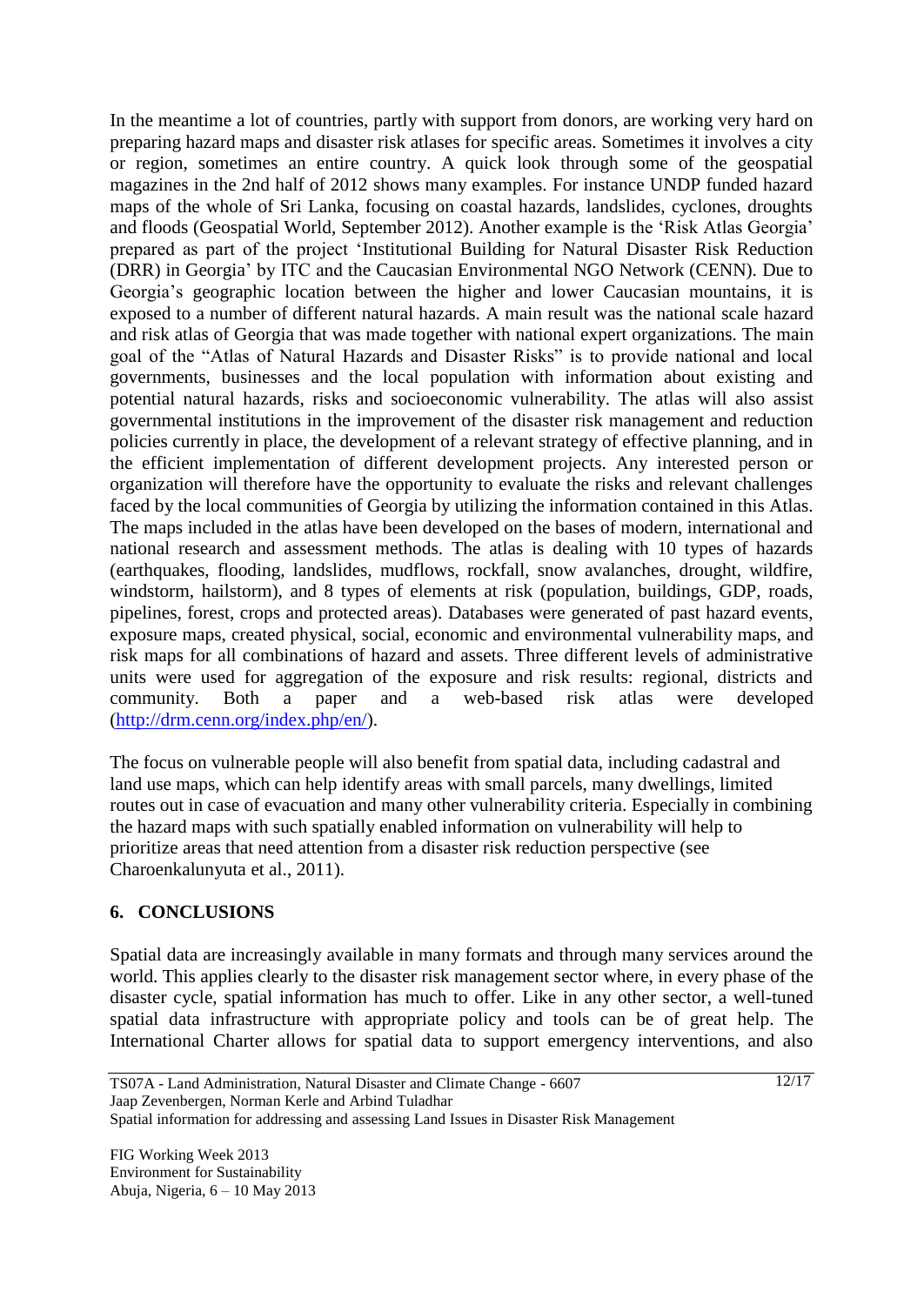In the meantime a lot of countries, partly with support from donors, are working very hard on preparing hazard maps and disaster risk atlases for specific areas. Sometimes it involves a city or region, sometimes an entire country. A quick look through some of the geospatial magazines in the 2nd half of 2012 shows many examples. For instance UNDP funded hazard maps of the whole of Sri Lanka, focusing on coastal hazards, landslides, cyclones, droughts and floods (Geospatial World, September 2012). Another example is the 'Risk Atlas Georgia' prepared as part of the project 'Institutional Building for Natural Disaster Risk Reduction (DRR) in Georgia' by ITC and the Caucasian Environmental NGO Network (CENN). Due to Georgia's geographic location between the higher and lower Caucasian mountains, it is exposed to a number of different natural hazards. A main result was the national scale hazard and risk atlas of Georgia that was made together with national expert organizations. The main goal of the "Atlas of Natural Hazards and Disaster Risks" is to provide national and local governments, businesses and the local population with information about existing and potential natural hazards, risks and socioeconomic vulnerability. The atlas will also assist governmental institutions in the improvement of the disaster risk management and reduction policies currently in place, the development of a relevant strategy of effective planning, and in the efficient implementation of different development projects. Any interested person or organization will therefore have the opportunity to evaluate the risks and relevant challenges faced by the local communities of Georgia by utilizing the information contained in this Atlas. The maps included in the atlas have been developed on the bases of modern, international and national research and assessment methods. The atlas is dealing with 10 types of hazards (earthquakes, flooding, landslides, mudflows, rockfall, snow avalanches, drought, wildfire, windstorm, hailstorm), and 8 types of elements at risk (population, buildings, GDP, roads, pipelines, forest, crops and protected areas). Databases were generated of past hazard events, exposure maps, created physical, social, economic and environmental vulnerability maps, and risk maps for all combinations of hazard and assets. Three different levels of administrative units were used for aggregation of the exposure and risk results: regional, districts and community. Both a paper and a web-based risk atlas were developed (http://drm.cenn.org/index.php/en/).

The focus on vulnerable people will also benefit from spatial data, including cadastral and land use maps, which can help identify areas with small parcels, many dwellings, limited routes out in case of evacuation and many other vulnerability criteria. Especially in combining the hazard maps with such spatially enabled information on vulnerability will help to prioritize areas that need attention from a disaster risk reduction perspective (see Charoenkalunyuta et al., 2011).

## 6. CONCLUSIONS

Spatial data are increasingly available in many formats and through many services around the world. This applies clearly to the disaster risk management sector where, in every phase of the disaster cycle, spatial information has much to offer. Like in any other sector, a well-tuned spatial data infrastructure with appropriate policy and tools can be of great help. The International Charter allows for spatial data to support emergency interventions, and also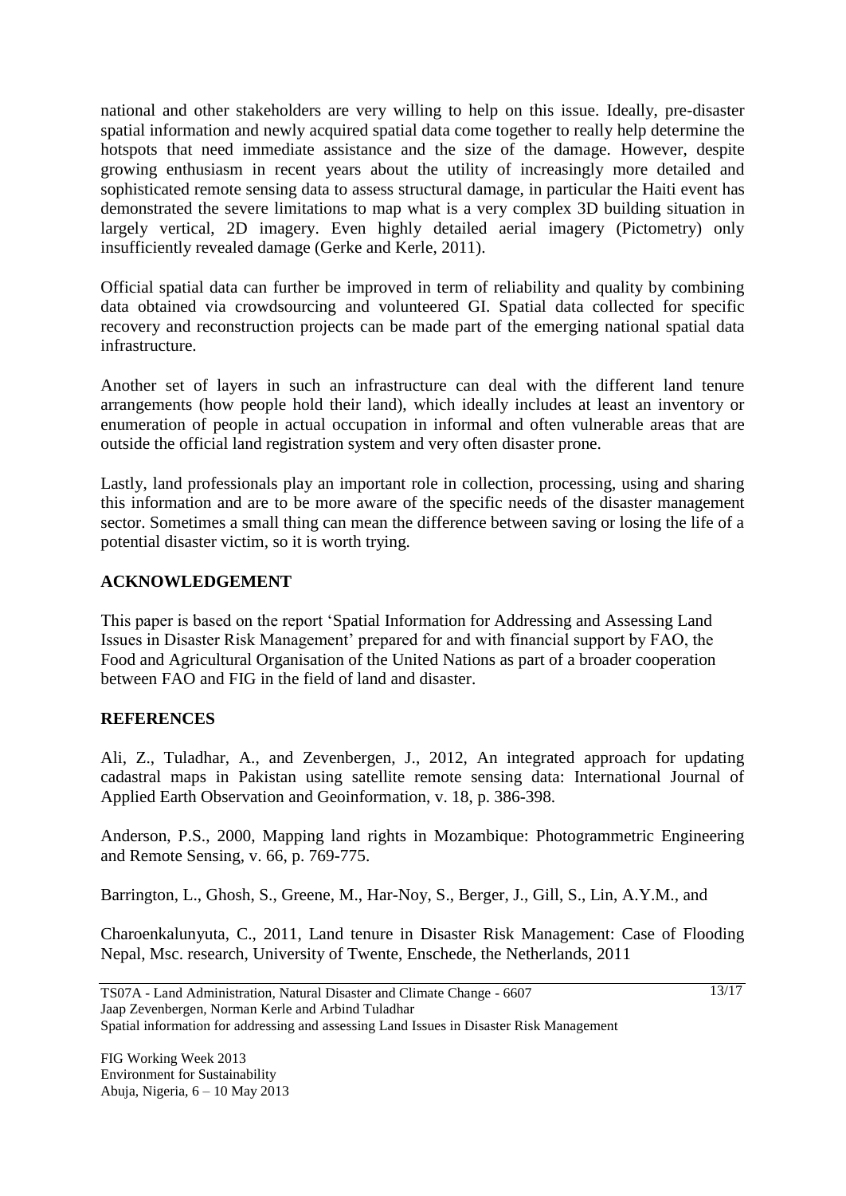national and other stakeholders are very willing to help on this issue. Ideally, pre-disaster spatial information and newly acquired spatial data come together to really help determine the hotspots that need immediate assistance and the size of the damage. However, despite growing enthusiasm in recent years about the utility of increasingly more detailed and sophisticated remote sensing data to assess structural damage, in particular the Haiti event has demonstrated the severe limitations to map what is a very complex 3D building situation in largely vertical, 2D imagery. Even highly detailed aerial imagery (Pictometry) only insufficiently revealed damage (Gerke and Kerle, 2011).

Official spatial data can further be improved in term of reliability and quality by combining data obtained via crowdsourcing and volunteered GI. Spatial data collected for specific recovery and reconstruction projects can be made part of the emerging national spatial data infrastructure.

Another set of layers in such an infrastructure can deal with the different land tenure arrangements (how people hold their land), which ideally includes at least an inventory or enumeration of people in actual occupation in informal and often vulnerable areas that are outside the official land registration system and very often disaster prone.

Lastly, land professionals play an important role in collection, processing, using and sharing this information and are to be more aware of the specific needs of the disaster management sector. Sometimes a small thing can mean the difference between saving or losing the life of a potential disaster victim, so it is worth trying.

## ACKNOWLEDGEMENT

This paper is based on the report 'Spatial Information for Addressing and Assessing Land Issues in Disaster Risk Management' prepared for and with financial support by FAO, the Food and Agricultural Organisation of the United Nations as part of a broader cooperation between FAO and FIG in the field of land and disaster.

## REFERENCES

Ali, Z., Tuladhar, A., and Zevenbergen, J., 2012, An integrated approach for updating cadastral maps in Pakistan using satellite remote sensing data: International Journal of Applied Earth Observation and Geoinformation, v. 18, p. 386-398.

Anderson, P.S., 2000, Mapping land rights in Mozambique: Photogrammetric Engineering and Remote Sensing, v. 66, p. 769-775.

Barrington, L., Ghosh, S., Greene, M., Har-Noy, S., Berger, J., Gill, S., Lin, A.Y.M., and

Charoenkalunyuta, C., 2011, Land tenure in Disaster Risk Management: Case of Flooding Nepal, Msc. research, University of Twente, Enschede, the Netherlands, 2011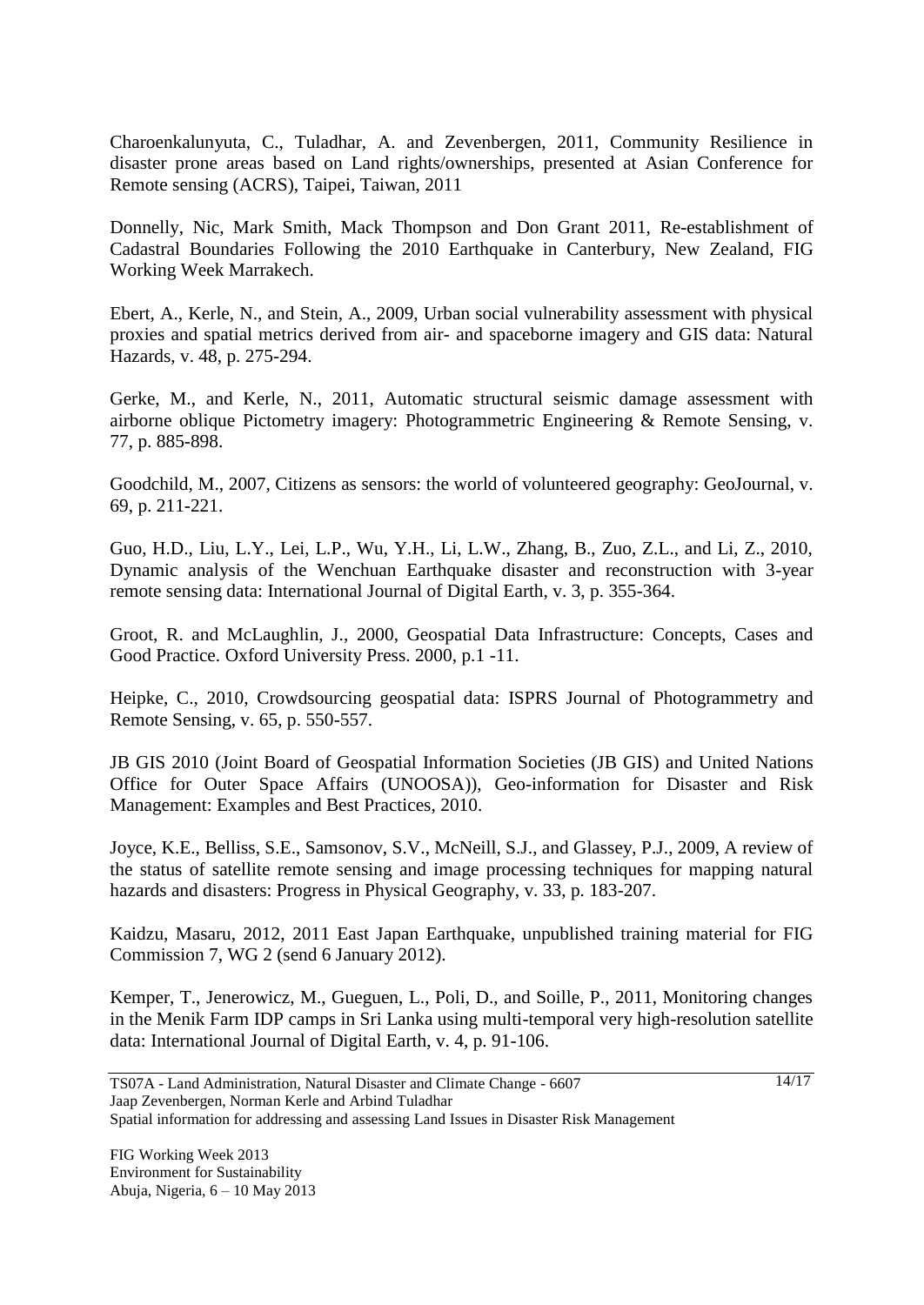Charoenkalunyuta, C., Tuladhar, A. and Zevenbergen, 2011, Community Resilience in disaster prone areas based on Land rights/ownerships, presented at Asian Conference for Remote sensing (ACRS), Taipei, Taiwan, 2011

Donnelly, Nic, Mark Smith, Mack Thompson and Don Grant 2011, Re-establishment of Cadastral Boundaries Following the 2010 Earthquake in Canterbury, New Zealand, FIG Working Week Marrakech.

Ebert, A., Kerle, N., and Stein, A., 2009, Urban social vulnerability assessment with physical proxies and spatial metrics derived from air- and spaceborne imagery and GIS data: Natural Hazards, v. 48, p. 275-294.

Gerke, M., and Kerle, N., 2011, Automatic structural seismic damage assessment with airborne oblique Pictometry imagery: Photogrammetric Engineering & Remote Sensing, v. 77, p. 885-898.

Goodchild, M., 2007, Citizens as sensors: the world of volunteered geography: GeoJournal, v. 69, p. 211-221.

Guo, H.D., Liu, L.Y., Lei, L.P., Wu, Y.H., Li, L.W., Zhang, B., Zuo, Z.L., and Li, Z., 2010, Dynamic analysis of the Wenchuan Earthquake disaster and reconstruction with 3-year remote sensing data: International Journal of Digital Earth, v. 3, p. 355-364.

Groot, R. and McLaughlin, J., 2000, Geospatial Data Infrastructure: Concepts, Cases and Good Practice. Oxford University Press. 2000, p.1 -11.

Heipke, C., 2010, Crowdsourcing geospatial data: ISPRS Journal of Photogrammetry and Remote Sensing, v. 65, p. 550-557.

JB GIS 2010 (Joint Board of Geospatial Information Societies (JB GIS) and United Nations Office for Outer Space Affairs (UNOOSA)), Geo-information for Disaster and Risk Management: Examples and Best Practices, 2010.

Joyce, K.E., Belliss, S.E., Samsonov, S.V., McNeill, S.J., and Glassey, P.J., 2009, A review of the status of satellite remote sensing and image processing techniques for mapping natural hazards and disasters: Progress in Physical Geography, v. 33, p. 183-207.

Kaidzu, Masaru, 2012, 2011 East Japan Earthquake, unpublished training material for FIG Commission 7, WG 2 (send 6 January 2012).

Kemper, T., Jenerowicz, M., Gueguen, L., Poli, D., and Soille, P., 2011, Monitoring changes in the Menik Farm IDP camps in Sri Lanka using multi-temporal very high-resolution satellite data: International Journal of Digital Earth, v. 4, p. 91-106.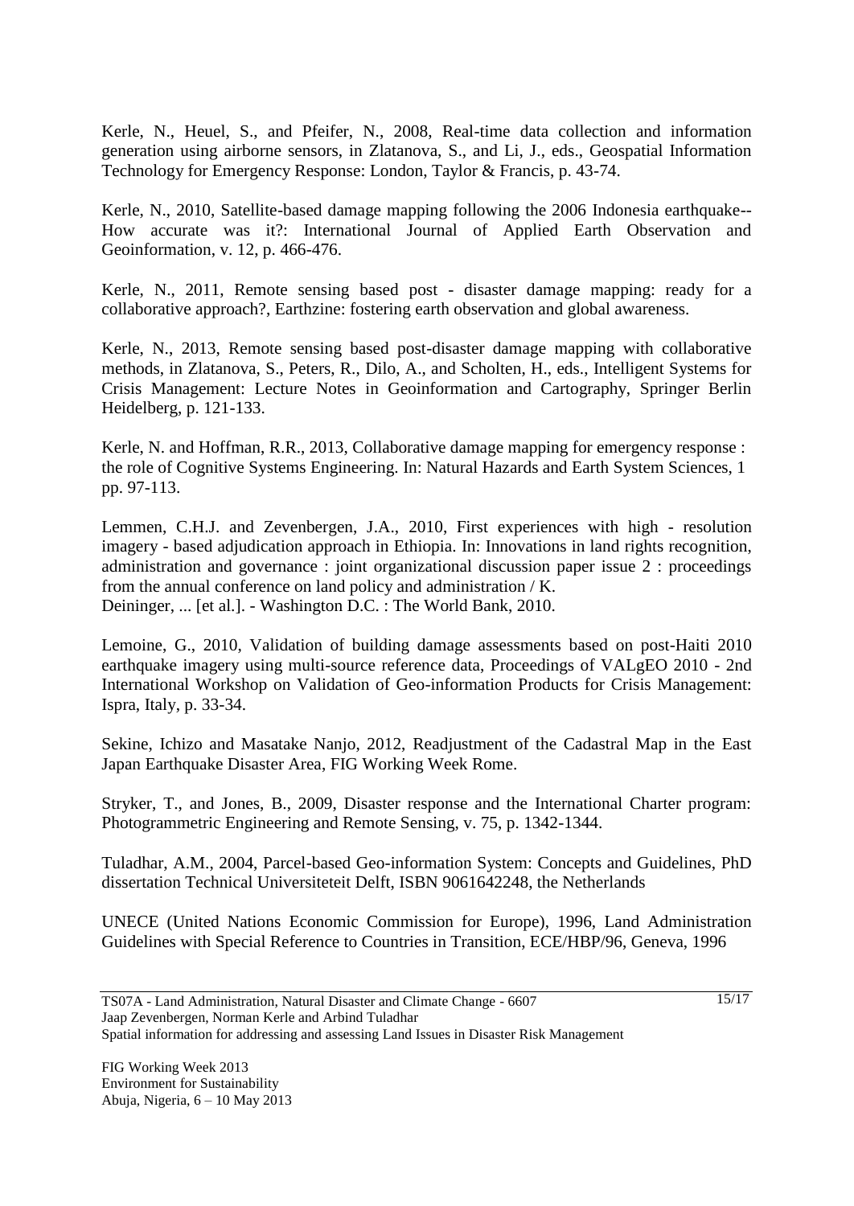Kerle, N., Heuel, S., and Pfeifer, N., 2008, Real-time data collection and information generation using airborne sensors, in Zlatanova, S., and Li, J., eds., Geospatial Information Technology for Emergency Response: London, Taylor & Francis, p. 43-74.

Kerle, N., 2010, Satellite-based damage mapping following the 2006 Indonesia earthquake--How accurate was it?: International Journal of Applied Earth Observation and Geoinformation, v. 12, p. 466-476.

Kerle, N., 2011, Remote sensing based post - disaster damage mapping: ready for a collaborative approach?, Earthzine: fostering earth observation and global awareness.

Kerle, N., 2013, Remote sensing based post-disaster damage mapping with collaborative methods, in Zlatanova, S., Peters, R., Dilo, A., and Scholten, H., eds., Intelligent Systems for Crisis Management: Lecture Notes in Geoinformation and Cartography, Springer Berlin Heidelberg, p. 121-133.

Kerle, N. and Hoffman, R.R., 2013, Collaborative damage mapping for emergency response : the role of Cognitive Systems Engineering. In: Natural Hazards and Earth System Sciences, 1 pp. 97-113.

Lemmen, C.H.J. and Zevenbergen, J.A., 2010, First experiences with high - resolution imagery - based adjudication approach in Ethiopia. In: Innovations in land rights recognition, administration and governance : joint organizational discussion paper issue 2 : proceedings from the annual conference on land policy and administration / K.
Deininger, ... [et al.]. - Washington D.C. : The World Bank, 2010.

Lemoine, G., 2010, Validation of building damage assessments based on post-Haiti 2010 earthquake imagery using multi-source reference data, Proceedings of VALgEO 2010 - 2nd International Workshop on Validation of Geo-information Products for Crisis Management: Ispra, Italy, p. 33-34.

Sekine, Ichizo and Masatake Nanjo, 2012, Readjustment of the Cadastral Map in the East Japan Earthquake Disaster Area, FIG Working Week Rome.

Stryker, T., and Jones, B., 2009, Disaster response and the International Charter program: Photogrammetric Engineering and Remote Sensing, v. 75, p. 1342-1344.

Tuladhar, A.M., 2004, Parcel-based Geo-information System: Concepts and Guidelines, PhD dissertation Technical Universiteteit Delft, ISBN 9061642248, the Netherlands

UNECE (United Nations Economic Commission for Europe), 1996, Land Administration Guidelines with Special Reference to Countries in Transition, ECE/HBP/96, Geneva, 1996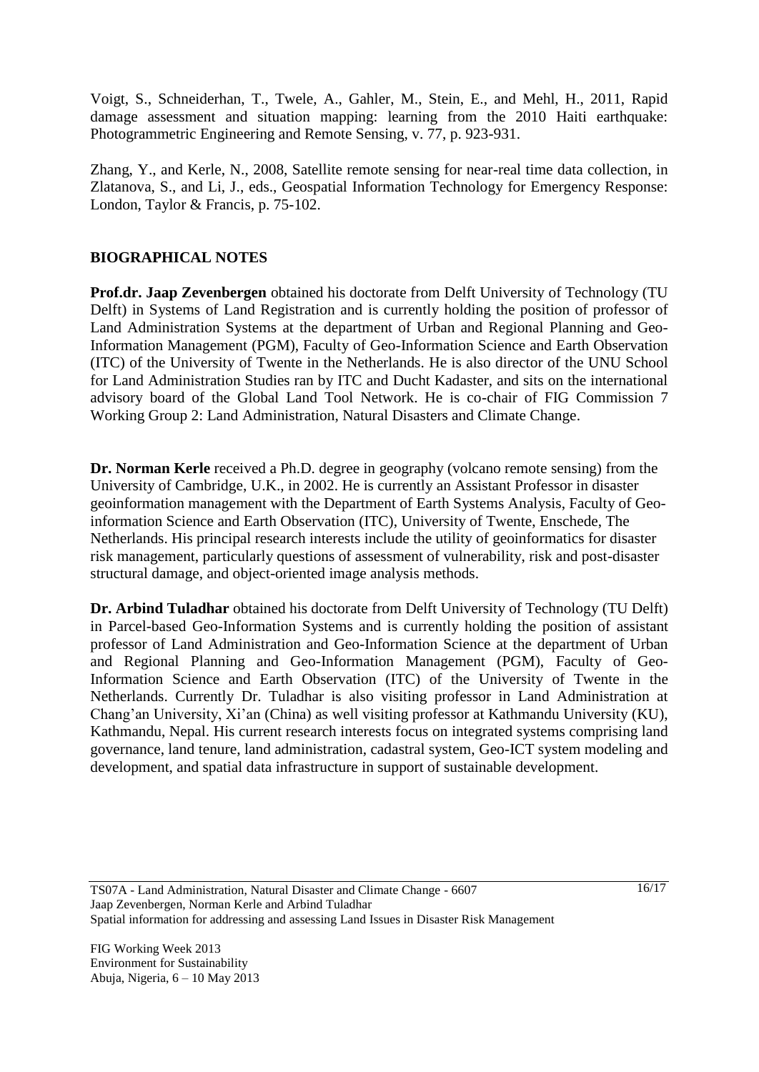Voigt, S., Schneiderhan, T., Twele, A., Gahler, M., Stein, E., and Mehl, H., 2011, Rapid damage assessment and situation mapping: learning from the 2010 Haiti earthquake: Photogrammetric Engineering and Remote Sensing, v. 77, p. 923-931.

Zhang, Y., and Kerle, N., 2008, Satellite remote sensing for near-real time data collection, in Zlatanova, S., and Li, J., eds., Geospatial Information Technology for Emergency Response: London, Taylor & Francis, p. 75-102.

## BIOGRAPHICAL NOTES

**Prof.dr. Jaap Zevenbergen** obtained his doctorate from Delft University of Technology (TU Delft) in Systems of Land Registration and is currently holding the position of professor of Land Administration Systems at the department of Urban and Regional Planning and Geo-Information Management (PGM), Faculty of Geo-Information Science and Earth Observation (ITC) of the University of Twente in the Netherlands. He is also director of the UNU School for Land Administration Studies ran by ITC and Ducht Kadaster, and sits on the international advisory board of the Global Land Tool Network. He is co-chair of FIG Commission 7 Working Group 2: Land Administration, Natural Disasters and Climate Change.

**Dr. Norman Kerle** received a Ph.D. degree in geography (volcano remote sensing) from the University of Cambridge, U.K., in 2002. He is currently an Assistant Professor in disaster geoinformation management with the Department of Earth Systems Analysis, Faculty of Geo-information Science and Earth Observation (ITC), University of Twente, Enschede, The Netherlands. His principal research interests include the utility of geoinformatics for disaster risk management, particularly questions of assessment of vulnerability, risk and post-disaster structural damage, and object-oriented image analysis methods.

**Dr. Arbind Tuladhar** obtained his doctorate from Delft University of Technology (TU Delft) in Parcel-based Geo-Information Systems and is currently holding the position of assistant professor of Land Administration and Geo-Information Science at the department of Urban and Regional Planning and Geo-Information Management (PGM), Faculty of Geo-Information Science and Earth Observation (ITC) of the University of Twente in the Netherlands. Currently Dr. Tuladhar is also visiting professor in Land Administration at Chang'an University, Xi'an (China) as well visiting professor at Kathmandu University (KU), Kathmandu, Nepal. His current research interests focus on integrated systems comprising land governance, land tenure, land administration, cadastral system, Geo-ICT system modeling and development, and spatial data infrastructure in support of sustainable development.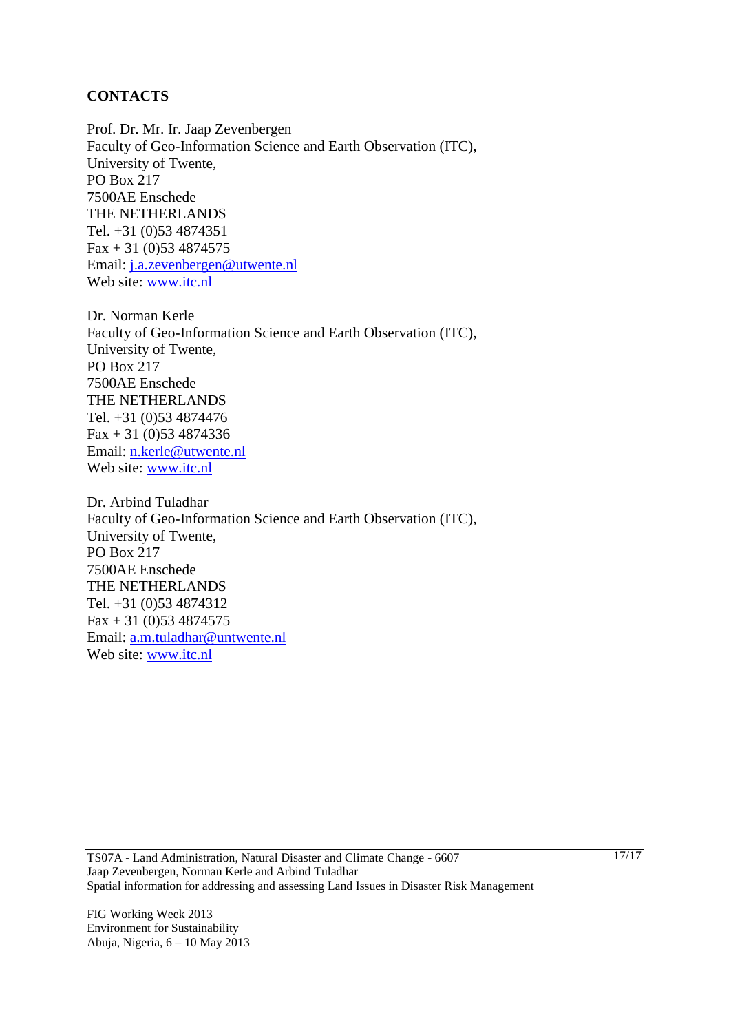**CONTACTS**

Prof. Dr. Mr. Ir. Jaap Zevenbergen
Faculty of Geo-Information Science and Earth Observation (ITC),
University of Twente,
PO Box 217
7500AE Enschede
THE NETHERLANDS
Tel. +31 (0)53 4874351
Fax + 31 (0)53 4874575
Email: j.a.zevenbergen@utwente.nl
Web site: www.itc.nl

Dr. Norman Kerle
Faculty of Geo-Information Science and Earth Observation (ITC),
University of Twente,
PO Box 217
7500AE Enschede
THE NETHERLANDS
Tel. +31 (0)53 4874476
Fax + 31 (0)53 4874336
Email: n.kerle@utwente.nl
Web site: www.itc.nl

Dr. Arbind Tuladhar
Faculty of Geo-Information Science and Earth Observation (ITC),
University of Twente,
PO Box 217
7500AE Enschede
THE NETHERLANDS
Tel. +31 (0)53 4874312
Fax + 31 (0)53 4874575
Email: a.m.tuladhar@untwente.nl
Web site: www.itc.nl